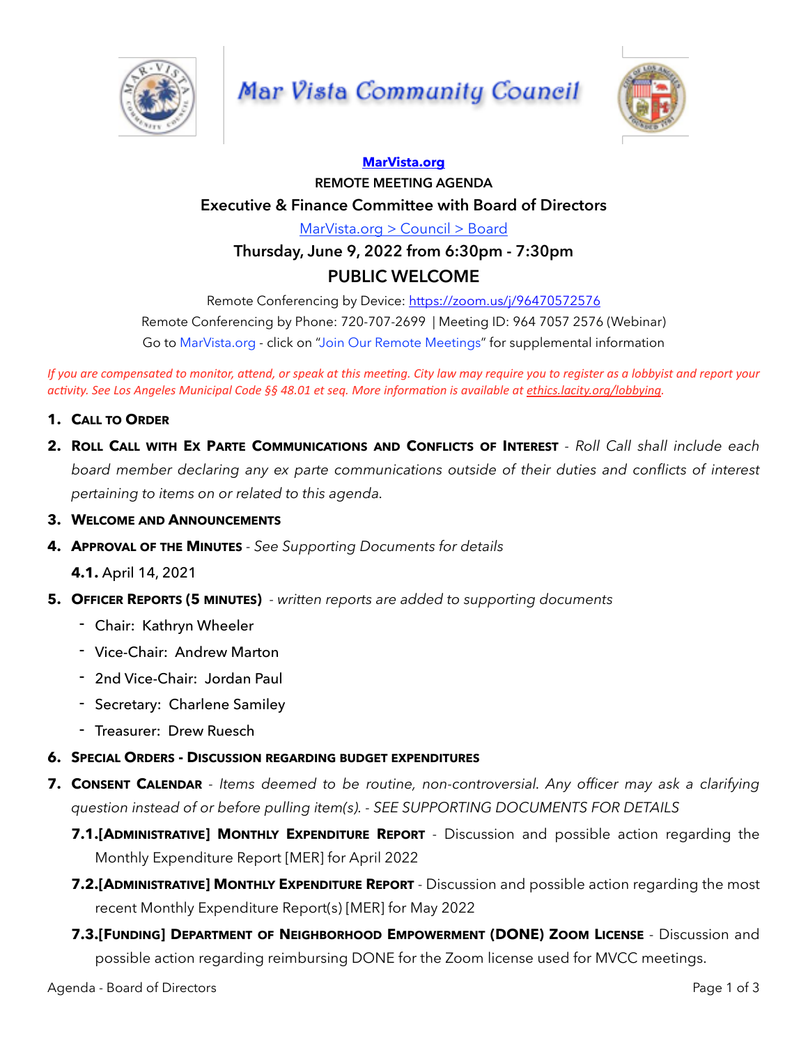# Mar Vista Community Council

**[MarVista.org](https://MarVista.org)**

**REMOTE MEETING AGENDA**

## Executive & Finance Committee with Board of Directors

MarVista.org > Council > Board

**Thursday, June 9, 2022 from 6:30pm - 7:30pm**

## PUBLIC WELCOME

Remote Conferencing by Device: https://zoom.us/j/96470572576

Remote Conferencing by Phone: 720-707-2699 | Meeting ID: 964 7057 2576 (Webinar)

Go to MarVista.org - click on "Join Our Remote Meetings" for supplemental information

*If you are compensated to monitor, attend, or speak at this meeting. City law may require you to register as a lobbyist and report your activity. See Los Angeles Municipal Code §§ 48.01 et seq. More information is available at ethics.lacity.org/lobbying.*

1. **Call to Order**
2. **Roll Call with Ex Parte Communications and Conflicts of Interest** - *Roll Call shall include each board member declaring any ex parte communications outside of their duties and conflicts of interest pertaining to items on or related to this agenda.*
3. **Welcome and Announcements**
4. **Approval of the Minutes** - *See Supporting Documents for details*
   - **4.1.** April 14, 2021
5. **Officer Reports (5 minutes)** - *written reports are added to supporting documents*
   - Chair: Kathryn Wheeler
   - Vice-Chair: Andrew Marton
   - 2nd Vice-Chair: Jordan Paul
   - Secretary: Charlene Samiley
   - Treasurer: Drew Ruesch
6. **Special Orders - Discussion regarding budget expenditures**
7. **Consent Calendar** - *Items deemed to be routine, non-controversial. Any officer may ask a clarifying question instead of or before pulling item(s). - SEE SUPPORTING DOCUMENTS FOR DETAILS*
   - **7.1.[Administrative] Monthly Expenditure Report** - Discussion and possible action regarding the Monthly Expenditure Report [MER] for April 2022
   - **7.2.[Administrative] Monthly Expenditure Report** - Discussion and possible action regarding the most recent Monthly Expenditure Report(s) [MER] for May 2022
   - **7.3.[Funding] Department of Neighborhood Empowerment (DONE) Zoom License** - Discussion and possible action regarding reimbursing DONE for the Zoom license used for MVCC meetings.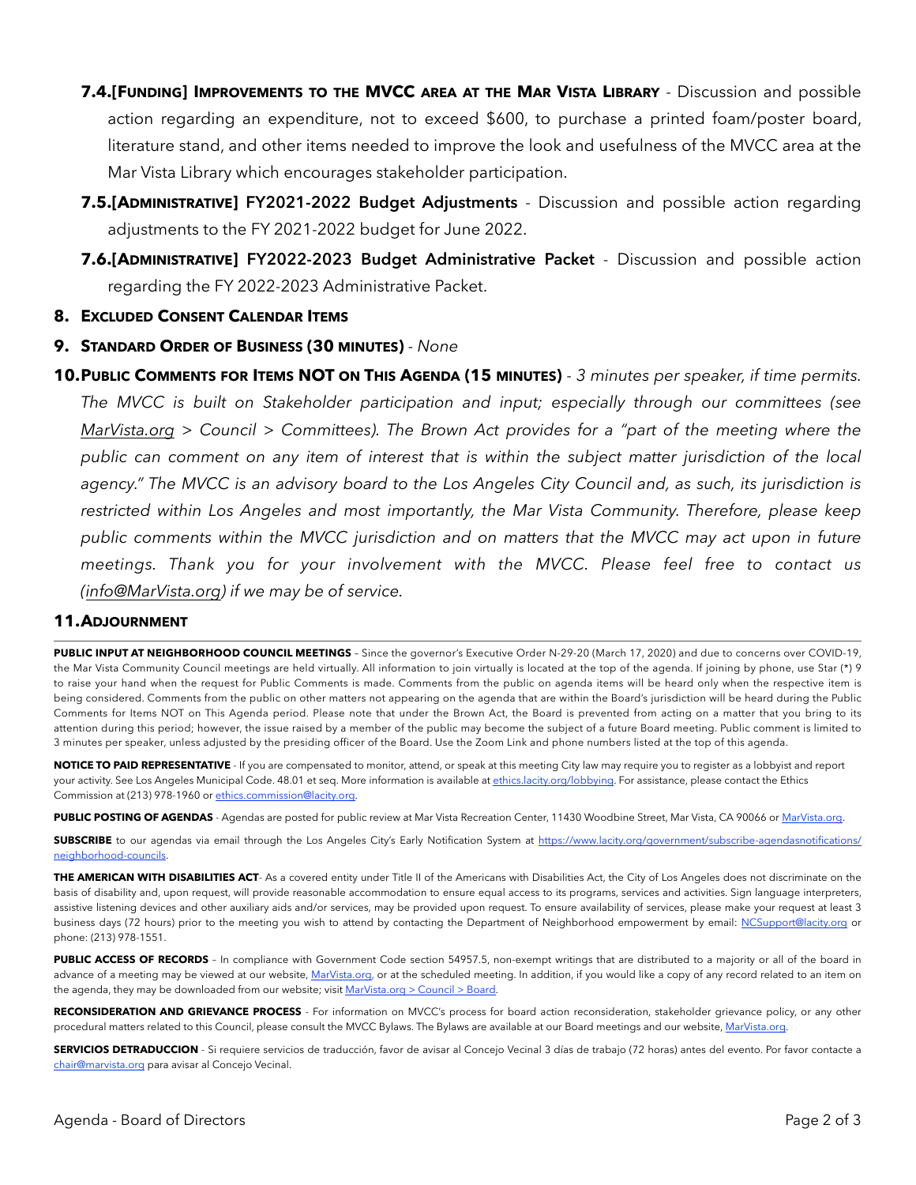- **7.4.[Funding] Improvements to the MVCC area at the Mar Vista Library** - Discussion and possible action regarding an expenditure, not to exceed $600, to purchase a printed foam/poster board, literature stand, and other items needed to improve the look and usefulness of the MVCC area at the Mar Vista Library which encourages stakeholder participation.
- **7.5.[Administrative] FY2021-2022 Budget Adjustments** - Discussion and possible action regarding adjustments to the FY 2021-2022 budget for June 2022.
- **7.6.[Administrative] FY2022-2023 Budget Administrative Packet** - Discussion and possible action regarding the FY 2022-2023 Administrative Packet.

**8. Excluded Consent Calendar Items**

**9. Standard Order of Business (30 minutes)** - *None*

**10. Public Comments for Items NOT on This Agenda (15 minutes)** - *3 minutes per speaker, if time permits. The MVCC is built on Stakeholder participation and input; especially through our committees (see MarVista.org > Council > Committees). The Brown Act provides for a "part of the meeting where the public can comment on any item of interest that is within the subject matter jurisdiction of the local agency." The MVCC is an advisory board to the Los Angeles City Council and, as such, its jurisdiction is restricted within Los Angeles and most importantly, the Mar Vista Community. Therefore, please keep public comments within the MVCC jurisdiction and on matters that the MVCC may act upon in future meetings. Thank you for your involvement with the MVCC. Please feel free to contact us (info@MarVista.org) if we may be of service.*

**11. Adjournment**

---

**PUBLIC INPUT AT NEIGHBORHOOD COUNCIL MEETINGS** – Since the governor's Executive Order N-29-20 (March 17, 2020) and due to concerns over COVID-19, the Mar Vista Community Council meetings are held virtually. All information to join virtually is located at the top of the agenda. If joining by phone, use Star (*) 9 to raise your hand when the request for Public Comments is made. Comments from the public on agenda items will be heard only when the respective item is being considered. Comments from the public on other matters not appearing on the agenda that are within the Board's jurisdiction will be heard during the Public Comments for Items NOT on This Agenda period. Please note that under the Brown Act, the Board is prevented from acting on a matter that you bring to its attention during this period; however, the issue raised by a member of the public may become the subject of a future Board meeting. Public comment is limited to 3 minutes per speaker, unless adjusted by the presiding officer of the Board. Use the Zoom Link and phone numbers listed at the top of this agenda.

**NOTICE TO PAID REPRESENTATIVE** - If you are compensated to monitor, attend, or speak at this meeting City law may require you to register as a lobbyist and report your activity. See Los Angeles Municipal Code. 48.01 et seq. More information is available at ethics.lacity.org/lobbying. For assistance, please contact the Ethics Commission at (213) 978-1960 or ethics.commission@lacity.org.

**PUBLIC POSTING OF AGENDAS** - Agendas are posted for public review at Mar Vista Recreation Center, 11430 Woodbine Street, Mar Vista, CA 90066 or MarVista.org.

**SUBSCRIBE** to our agendas via email through the Los Angeles City's Early Notification System at https://www.lacity.org/government/subscribe-agendasnotifications/neighborhood-councils.

**THE AMERICAN WITH DISABILITIES ACT**- As a covered entity under Title II of the Americans with Disabilities Act, the City of Los Angeles does not discriminate on the basis of disability and, upon request, will provide reasonable accommodation to ensure equal access to its programs, services and activities. Sign language interpreters, assistive listening devices and other auxiliary aids and/or services, may be provided upon request. To ensure availability of services, please make your request at least 3 business days (72 hours) prior to the meeting you wish to attend by contacting the Department of Neighborhood empowerment by email: NCSupport@lacity.org or phone: (213) 978-1551.

**PUBLIC ACCESS OF RECORDS** – In compliance with Government Code section 54957.5, non-exempt writings that are distributed to a majority or all of the board in advance of a meeting may be viewed at our website, MarVista.org, or at the scheduled meeting. In addition, if you would like a copy of any record related to an item on the agenda, they may be downloaded from our website; visit MarVista.org > Council > Board.

**RECONSIDERATION AND GRIEVANCE PROCESS** - For information on MVCC's process for board action reconsideration, stakeholder grievance policy, or any other procedural matters related to this Council, please consult the MVCC Bylaws. The Bylaws are available at our Board meetings and our website, MarVista.org.

**SERVICIOS DETRADUCCION** - Si requiere servicios de traducción, favor de avisar al Concejo Vecinal 3 días de trabajo (72 horas) antes del evento. Por favor contacte a chair@marvista.org para avisar al Concejo Vecinal.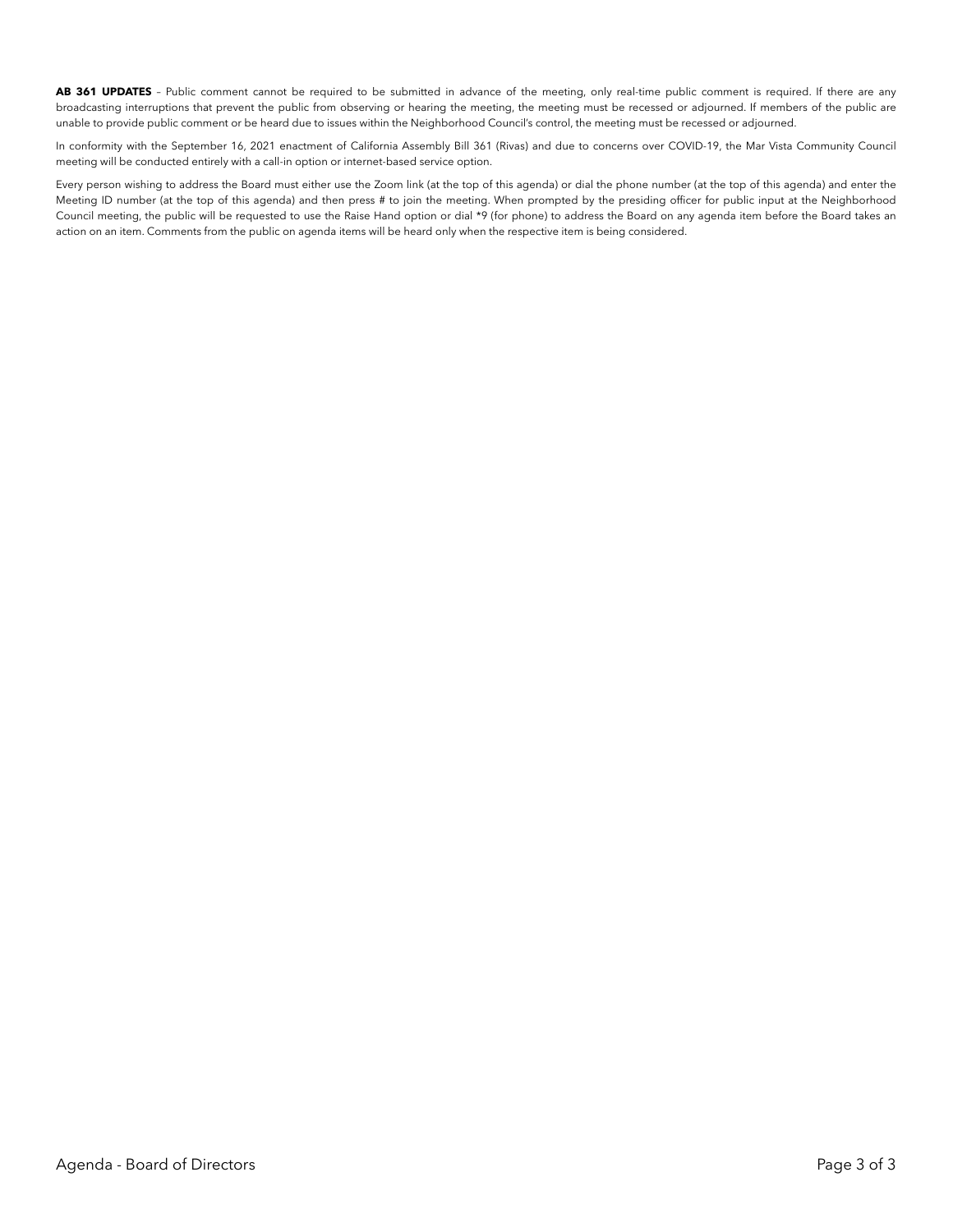**AB 361 UPDATES** – Public comment cannot be required to be submitted in advance of the meeting, only real-time public comment is required. If there are any broadcasting interruptions that prevent the public from observing or hearing the meeting, the meeting must be recessed or adjourned. If members of the public are unable to provide public comment or be heard due to issues within the Neighborhood Council's control, the meeting must be recessed or adjourned.

In conformity with the September 16, 2021 enactment of California Assembly Bill 361 (Rivas) and due to concerns over COVID-19, the Mar Vista Community Council meeting will be conducted entirely with a call-in option or internet-based service option.

Every person wishing to address the Board must either use the Zoom link (at the top of this agenda) or dial the phone number (at the top of this agenda) and enter the Meeting ID number (at the top of this agenda) and then press # to join the meeting. When prompted by the presiding officer for public input at the Neighborhood Council meeting, the public will be requested to use the Raise Hand option or dial *9 (for phone) to address the Board on any agenda item before the Board takes an action on an item. Comments from the public on agenda items will be heard only when the respective item is being considered.